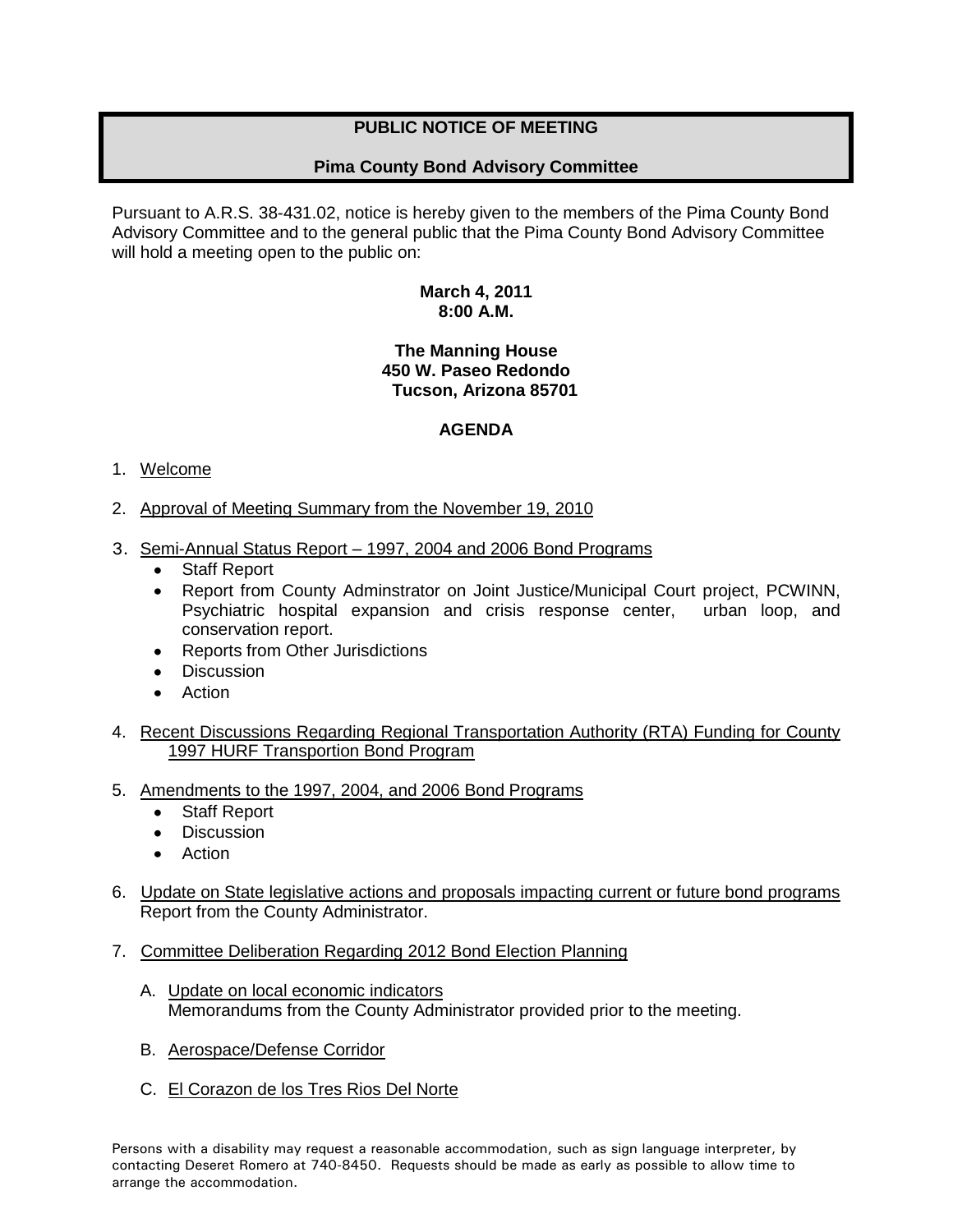# PUBLIC NOTICE OF MEETING

## Pima County Bond Advisory Committee

Pursuant to A.R.S. 38-431.02, notice is hereby given to the members of the Pima County Bond Advisory Committee and to the general public that the Pima County Bond Advisory Committee will hold a meeting open to the public on:

**March 4, 2011**
**8:00 A.M.**

**The Manning House**
**450 W. Paseo Redondo**
**Tucson, Arizona 85701**

## AGENDA

1. Welcome

2. Approval of Meeting Summary from the November 19, 2010

3. Semi-Annual Status Report – 1997, 2004 and 2006 Bond Programs
   - Staff Report
   - Report from County Adminstrator on Joint Justice/Municipal Court project, PCWINN, Psychiatric hospital expansion and crisis response center, urban loop, and conservation report.
   - Reports from Other Jurisdictions
   - Discussion
   - Action

4. Recent Discussions Regarding Regional Transportation Authority (RTA) Funding for County 1997 HURF Transportion Bond Program

5. Amendments to the 1997, 2004, and 2006 Bond Programs
   - Staff Report
   - Discussion
   - Action

6. Update on State legislative actions and proposals impacting current or future bond programs
   Report from the County Administrator.

7. Committee Deliberation Regarding 2012 Bond Election Planning

   A. Update on local economic indicators
      Memorandums from the County Administrator provided prior to the meeting.

   B. Aerospace/Defense Corridor

   C. El Corazon de los Tres Rios Del Norte

Persons with a disability may request a reasonable accommodation, such as sign language interpreter, by contacting Deseret Romero at 740-8450. Requests should be made as early as possible to allow time to arrange the accommodation.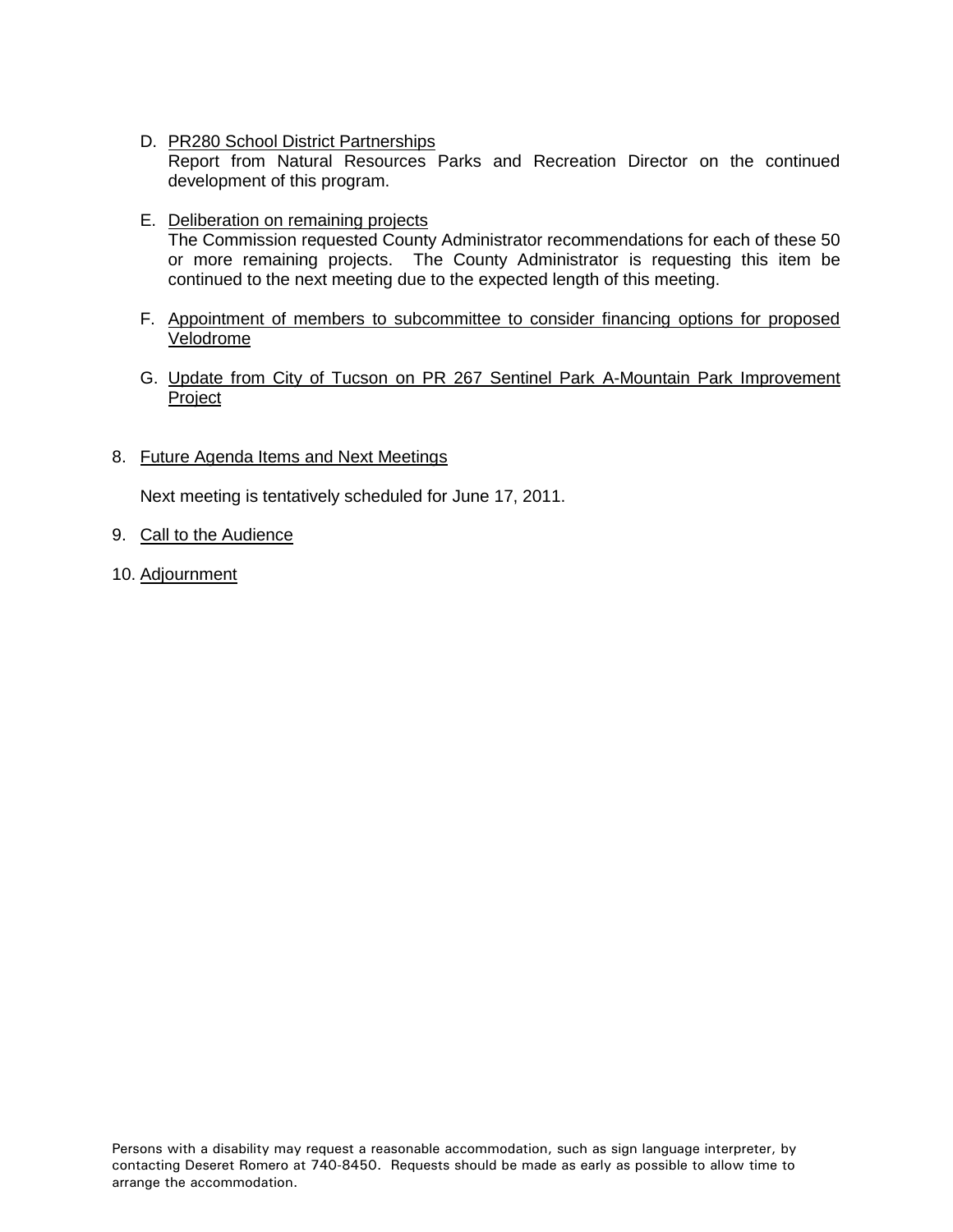D. PR280 School District Partnerships
   Report from Natural Resources Parks and Recreation Director on the continued development of this program.

E. Deliberation on remaining projects
   The Commission requested County Administrator recommendations for each of these 50 or more remaining projects. The County Administrator is requesting this item be continued to the next meeting due to the expected length of this meeting.

F. Appointment of members to subcommittee to consider financing options for proposed Velodrome

G. Update from City of Tucson on PR 267 Sentinel Park A-Mountain Park Improvement Project

8. Future Agenda Items and Next Meetings

   Next meeting is tentatively scheduled for June 17, 2011.

9. Call to the Audience

10. Adjournment

Persons with a disability may request a reasonable accommodation, such as sign language interpreter, by contacting Deseret Romero at 740-8450. Requests should be made as early as possible to allow time to arrange the accommodation.